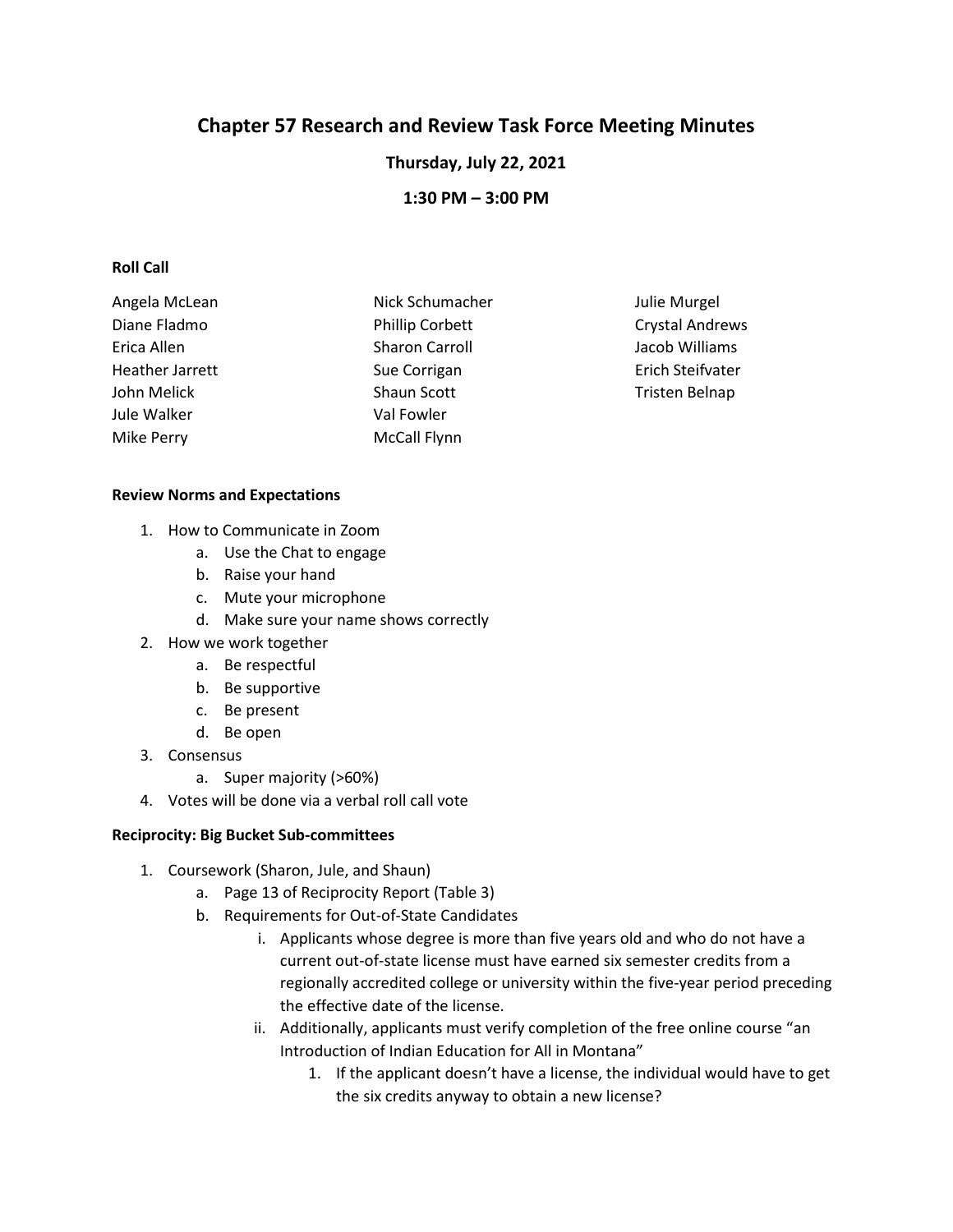# Chapter 57 Research and Review Task Force Meeting Minutes

**Thursday, July 22, 2021**

**1:30 PM – 3:00 PM**

**Roll Call**

Angela McLean
Diane Fladmo
Erica Allen
Heather Jarrett
John Melick
Jule Walker
Mike Perry
Nick Schumacher
Phillip Corbett
Sharon Carroll
Sue Corrigan
Shaun Scott
Val Fowler
McCall Flynn
Julie Murgel
Crystal Andrews
Jacob Williams
Erich Steifvater
Tristen Belnap

**Review Norms and Expectations**

1. How to Communicate in Zoom
   a. Use the Chat to engage
   b. Raise your hand
   c. Mute your microphone
   d. Make sure your name shows correctly
2. How we work together
   a. Be respectful
   b. Be supportive
   c. Be present
   d. Be open
3. Consensus
   a. Super majority (>60%)
4. Votes will be done via a verbal roll call vote

**Reciprocity: Big Bucket Sub-committees**

1. Coursework (Sharon, Jule, and Shaun)
   a. Page 13 of Reciprocity Report (Table 3)
   b. Requirements for Out-of-State Candidates
      i. Applicants whose degree is more than five years old and who do not have a current out-of-state license must have earned six semester credits from a regionally accredited college or university within the five-year period preceding the effective date of the license.
      ii. Additionally, applicants must verify completion of the free online course "an Introduction of Indian Education for All in Montana"
         1. If the applicant doesn't have a license, the individual would have to get the six credits anyway to obtain a new license?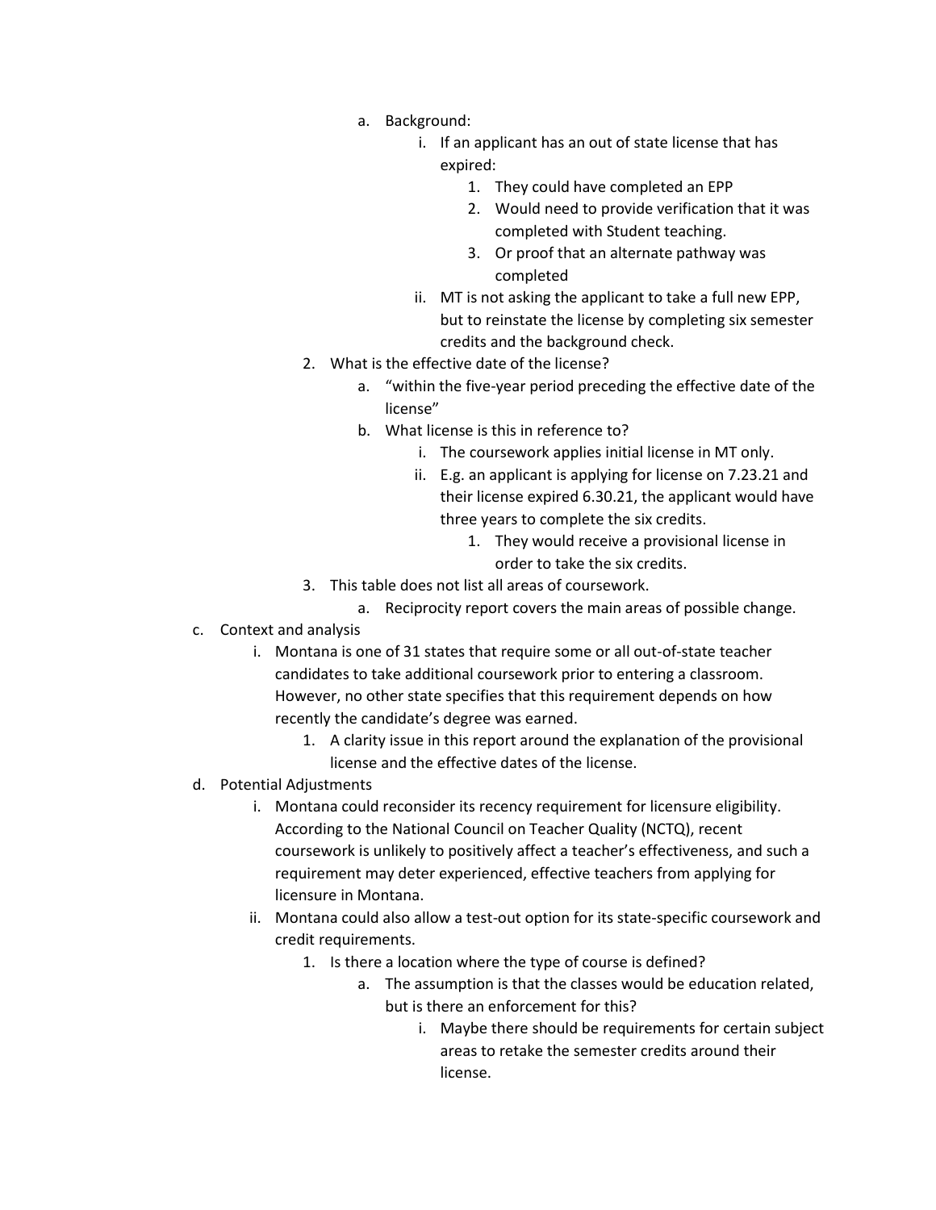- a. Background:
  - i. If an applicant has an out of state license that has expired:
    1. They could have completed an EPP
    2. Would need to provide verification that it was completed with Student teaching.
    3. Or proof that an alternate pathway was completed
  - ii. MT is not asking the applicant to take a full new EPP, but to reinstate the license by completing six semester credits and the background check.

2. What is the effective date of the license?
   - a. "within the five-year period preceding the effective date of the license"
   - b. What license is this in reference to?
     - i. The coursework applies initial license in MT only.
     - ii. E.g. an applicant is applying for license on 7.23.21 and their license expired 6.30.21, the applicant would have three years to complete the six credits.
       1. They would receive a provisional license in order to take the six credits.
3. This table does not list all areas of coursework.
   - a. Reciprocity report covers the main areas of possible change.

c. Context and analysis
   - i. Montana is one of 31 states that require some or all out-of-state teacher candidates to take additional coursework prior to entering a classroom. However, no other state specifies that this requirement depends on how recently the candidate's degree was earned.
     1. A clarity issue in this report around the explanation of the provisional license and the effective dates of the license.

d. Potential Adjustments
   - i. Montana could reconsider its recency requirement for licensure eligibility. According to the National Council on Teacher Quality (NCTQ), recent coursework is unlikely to positively affect a teacher's effectiveness, and such a requirement may deter experienced, effective teachers from applying for licensure in Montana.
   - ii. Montana could also allow a test-out option for its state-specific coursework and credit requirements.
     1. Is there a location where the type of course is defined?
        - a. The assumption is that the classes would be education related, but is there an enforcement for this?
          - i. Maybe there should be requirements for certain subject areas to retake the semester credits around their license.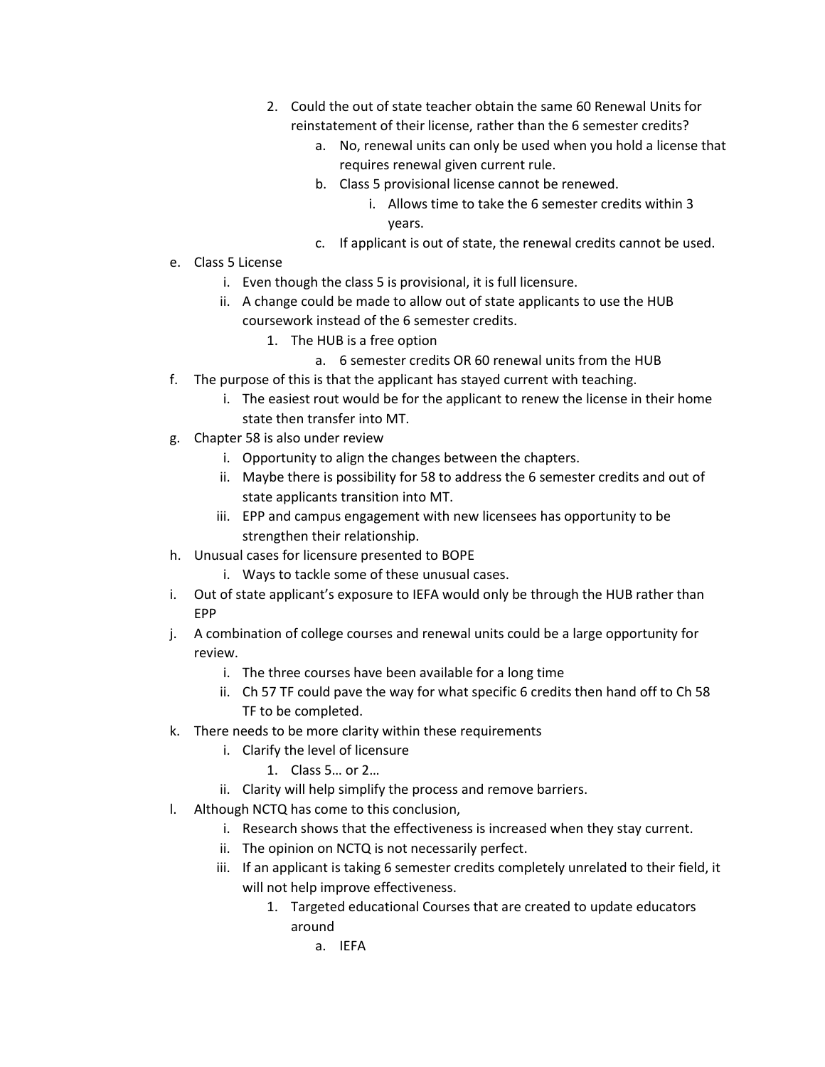2. Could the out of state teacher obtain the same 60 Renewal Units for reinstatement of their license, rather than the 6 semester credits?
    a. No, renewal units can only be used when you hold a license that requires renewal given current rule.
    b. Class 5 provisional license cannot be renewed.
        i. Allows time to take the 6 semester credits within 3 years.
    c. If applicant is out of state, the renewal credits cannot be used.

e. Class 5 License
    i. Even though the class 5 is provisional, it is full licensure.
    ii. A change could be made to allow out of state applicants to use the HUB coursework instead of the 6 semester credits.
        1. The HUB is a free option
            a. 6 semester credits OR 60 renewal units from the HUB

f. The purpose of this is that the applicant has stayed current with teaching.
    i. The easiest rout would be for the applicant to renew the license in their home state then transfer into MT.

g. Chapter 58 is also under review
    i. Opportunity to align the changes between the chapters.
    ii. Maybe there is possibility for 58 to address the 6 semester credits and out of state applicants transition into MT.
    iii. EPP and campus engagement with new licensees has opportunity to be strengthen their relationship.

h. Unusual cases for licensure presented to BOPE
    i. Ways to tackle some of these unusual cases.

i. Out of state applicant's exposure to IEFA would only be through the HUB rather than EPP

j. A combination of college courses and renewal units could be a large opportunity for review.
    i. The three courses have been available for a long time
    ii. Ch 57 TF could pave the way for what specific 6 credits then hand off to Ch 58 TF to be completed.

k. There needs to be more clarity within these requirements
    i. Clarify the level of licensure
        1. Class 5… or 2…
    ii. Clarity will help simplify the process and remove barriers.

l. Although NCTQ has come to this conclusion,
    i. Research shows that the effectiveness is increased when they stay current.
    ii. The opinion on NCTQ is not necessarily perfect.
    iii. If an applicant is taking 6 semester credits completely unrelated to their field, it will not help improve effectiveness.
        1. Targeted educational Courses that are created to update educators around
            a. IEFA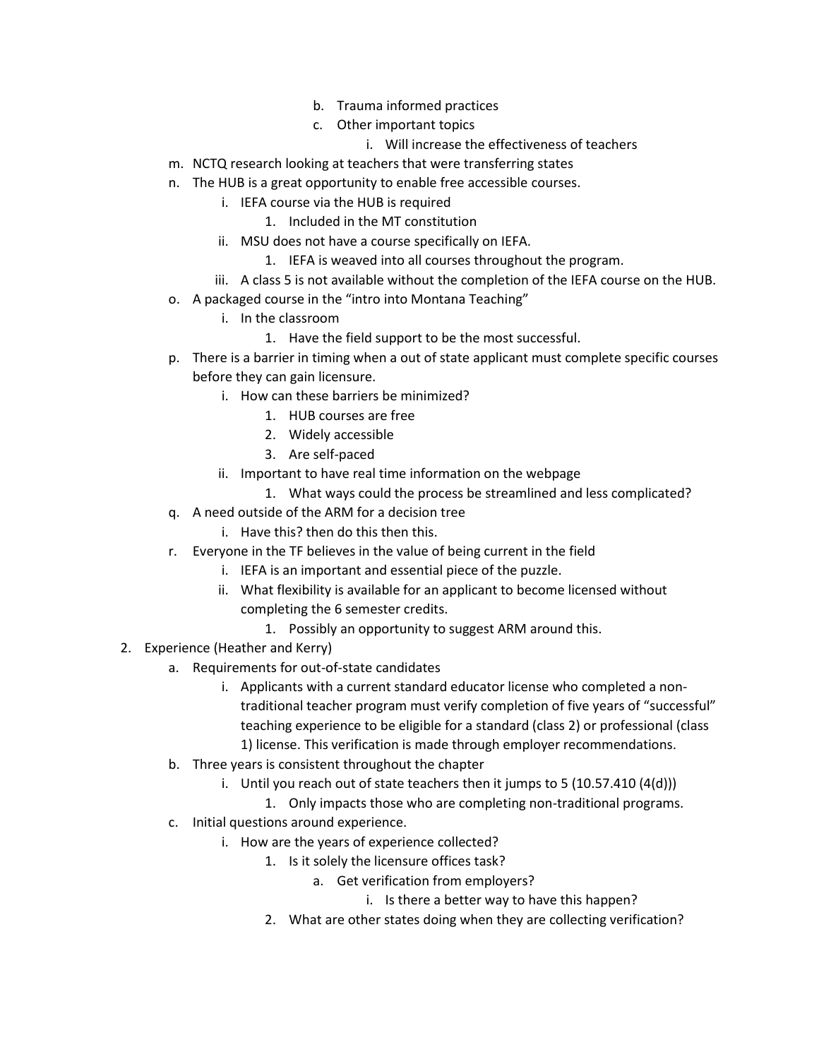b. Trauma informed practices
            c. Other important topics
                i. Will increase the effectiveness of teachers
    m. NCTQ research looking at teachers that were transferring states
    n. The HUB is a great opportunity to enable free accessible courses.
        i. IEFA course via the HUB is required
            1. Included in the MT constitution
        ii. MSU does not have a course specifically on IEFA.
            1. IEFA is weaved into all courses throughout the program.
        iii. A class 5 is not available without the completion of the IEFA course on the HUB.
    o. A packaged course in the "intro into Montana Teaching"
        i. In the classroom
            1. Have the field support to be the most successful.
    p. There is a barrier in timing when a out of state applicant must complete specific courses before they can gain licensure.
        i. How can these barriers be minimized?
            1. HUB courses are free
            2. Widely accessible
            3. Are self-paced
        ii. Important to have real time information on the webpage
            1. What ways could the process be streamlined and less complicated?
    q. A need outside of the ARM for a decision tree
        i. Have this? then do this then this.
    r. Everyone in the TF believes in the value of being current in the field
        i. IEFA is an important and essential piece of the puzzle.
        ii. What flexibility is available for an applicant to become licensed without completing the 6 semester credits.
            1. Possibly an opportunity to suggest ARM around this.
2. Experience (Heather and Kerry)
    a. Requirements for out-of-state candidates
        i. Applicants with a current standard educator license who completed a non-traditional teacher program must verify completion of five years of "successful" teaching experience to be eligible for a standard (class 2) or professional (class 1) license. This verification is made through employer recommendations.
    b. Three years is consistent throughout the chapter
        i. Until you reach out of state teachers then it jumps to 5 (10.57.410 (4(d)))
            1. Only impacts those who are completing non-traditional programs.
    c. Initial questions around experience.
        i. How are the years of experience collected?
            1. Is it solely the licensure offices task?
                a. Get verification from employers?
                    i. Is there a better way to have this happen?
            2. What are other states doing when they are collecting verification?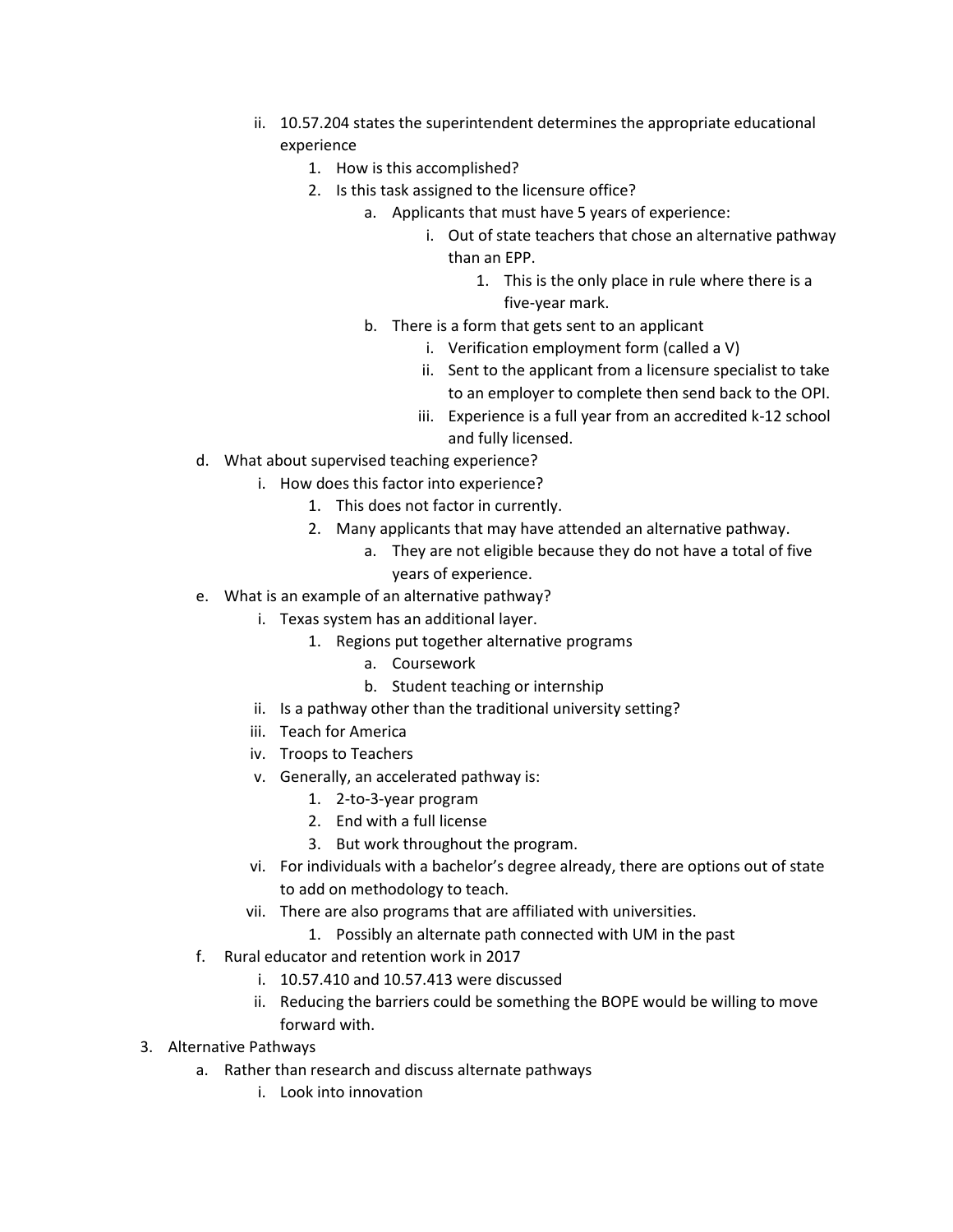- ii. 10.57.204 states the superintendent determines the appropriate educational experience
        1. How is this accomplished?
        2. Is this task assigned to the licensure office?
           - a. Applicants that must have 5 years of experience:
             - i. Out of state teachers that chose an alternative pathway than an EPP.
               1. This is the only place in rule where there is a five-year mark.
           - b. There is a form that gets sent to an applicant
             - i. Verification employment form (called a V)
             - ii. Sent to the applicant from a licensure specialist to take to an employer to complete then send back to the OPI.
             - iii. Experience is a full year from an accredited k-12 school and fully licensed.
   - d. What about supervised teaching experience?
     - i. How does this factor into experience?
       1. This does not factor in currently.
       2. Many applicants that may have attended an alternative pathway.
          - a. They are not eligible because they do not have a total of five years of experience.
   - e. What is an example of an alternative pathway?
     - i. Texas system has an additional layer.
       1. Regions put together alternative programs
          - a. Coursework
          - b. Student teaching or internship
     - ii. Is a pathway other than the traditional university setting?
     - iii. Teach for America
     - iv. Troops to Teachers
     - v. Generally, an accelerated pathway is:
       1. 2-to-3-year program
       2. End with a full license
       3. But work throughout the program.
     - vi. For individuals with a bachelor's degree already, there are options out of state to add on methodology to teach.
     - vii. There are also programs that are affiliated with universities.
       1. Possibly an alternate path connected with UM in the past
   - f. Rural educator and retention work in 2017
     - i. 10.57.410 and 10.57.413 were discussed
     - ii. Reducing the barriers could be something the BOPE would be willing to move forward with.

3. Alternative Pathways
   - a. Rather than research and discuss alternate pathways
     - i. Look into innovation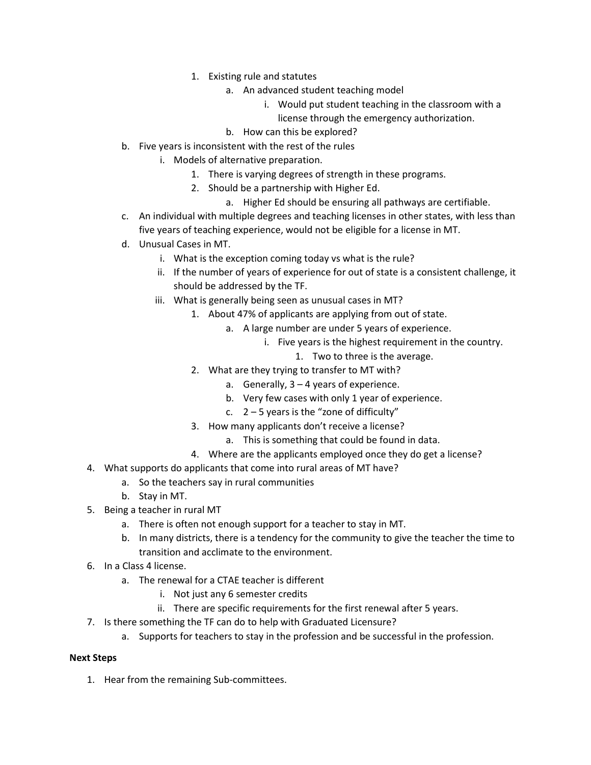1. Existing rule and statutes
    a. An advanced student teaching model
        i. Would put student teaching in the classroom with a license through the emergency authorization.
    b. How can this be explored?

b. Five years is inconsistent with the rest of the rules
    i. Models of alternative preparation.
        1. There is varying degrees of strength in these programs.
        2. Should be a partnership with Higher Ed.
            a. Higher Ed should be ensuring all pathways are certifiable.

c. An individual with multiple degrees and teaching licenses in other states, with less than five years of teaching experience, would not be eligible for a license in MT.

d. Unusual Cases in MT.
    i. What is the exception coming today vs what is the rule?
    ii. If the number of years of experience for out of state is a consistent challenge, it should be addressed by the TF.
    iii. What is generally being seen as unusual cases in MT?
        1. About 47% of applicants are applying from out of state.
            a. A large number are under 5 years of experience.
                i. Five years is the highest requirement in the country.
                    1. Two to three is the average.
        2. What are they trying to transfer to MT with?
            a. Generally, 3 – 4 years of experience.
            b. Very few cases with only 1 year of experience.
            c. 2 – 5 years is the "zone of difficulty"
        3. How many applicants don't receive a license?
            a. This is something that could be found in data.
        4. Where are the applicants employed once they do get a license?

4. What supports do applicants that come into rural areas of MT have?
    a. So the teachers say in rural communities
    b. Stay in MT.
5. Being a teacher in rural MT
    a. There is often not enough support for a teacher to stay in MT.
    b. In many districts, there is a tendency for the community to give the teacher the time to transition and acclimate to the environment.
6. In a Class 4 license.
    a. The renewal for a CTAE teacher is different
        i. Not just any 6 semester credits
        ii. There are specific requirements for the first renewal after 5 years.
7. Is there something the TF can do to help with Graduated Licensure?
    a. Supports for teachers to stay in the profession and be successful in the profession.

**Next Steps**

1. Hear from the remaining Sub-committees.